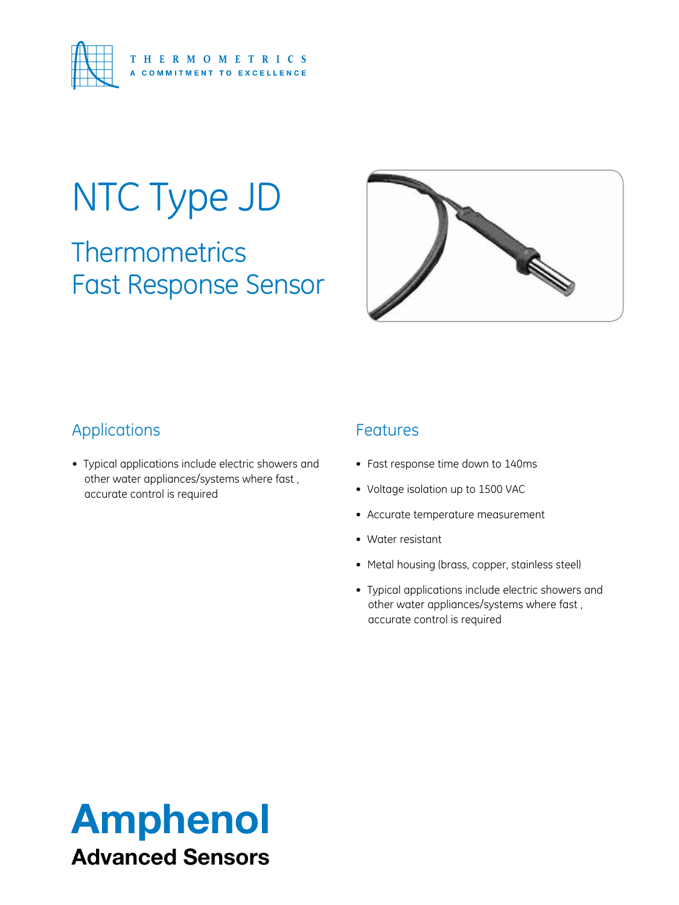THERMOMETRICS

A COMMITMENT TO EXCELLENCE

# NTC Type JD

## Thermometrics Fast Response Sensor

### Applications

- Typical applications include electric showers and other water appliances/systems where fast , accurate control is required

### Features

- Fast response time down to 140ms
- Voltage isolation up to 1500 VAC
- Accurate temperature measurement
- Water resistant
- Metal housing (brass, copper, stainless steel)
- Typical applications include electric showers and other water appliances/systems where fast , accurate control is required

**Amphenol**

**Advanced Sensors**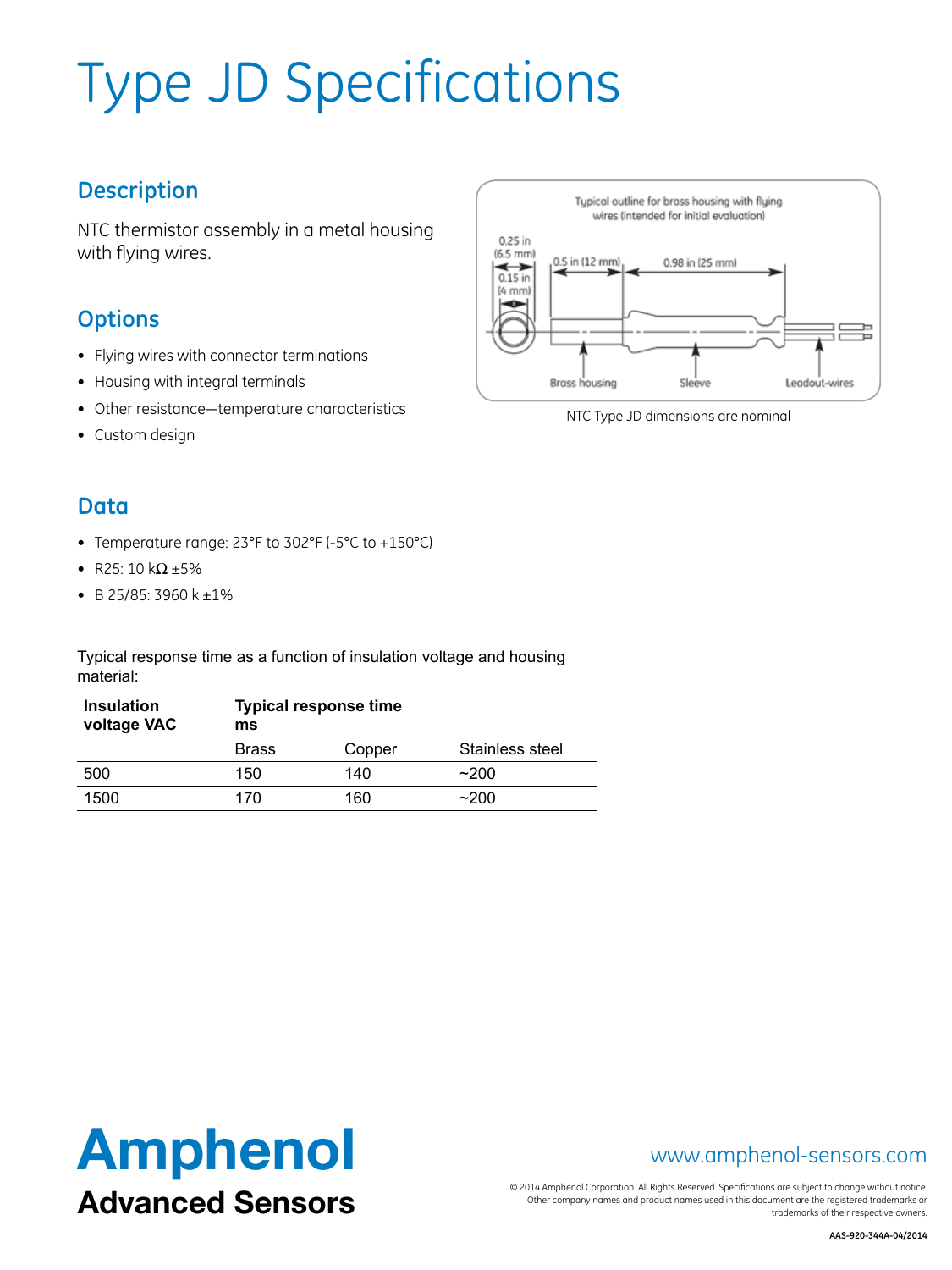# Type JD Specifications

## Description

NTC thermistor assembly in a metal housing with flying wires.

## Options

- Flying wires with connector terminations
- Housing with integral terminals
- Other resistance—temperature characteristics
- Custom design

Typical outline for brass housing with flying wires (intended for initial evaluation)

0.25 in (6.5 mm)
0.15 in (4 mm)
0.5 in (12 mm)
0.98 in (25 mm)
Brass housing
Sleeve
Leadout-wires

NTC Type JD dimensions are nominal

## Data

- Temperature range: 23°F to 302°F (-5°C to +150°C)
- R25: 10 kΩ ±5%
- B 25/85: 3960 k ±1%

Typical response time as a function of insulation voltage and housing material:

| Insulation voltage VAC | Typical response time ms | | |
|---|---|---|---|
| | Brass | Copper | Stainless steel |
| 500 | 150 | 140 | ~200 |
| 1500 | 170 | 160 | ~200 |

**Amphenol**
**Advanced Sensors**

www.amphenol-sensors.com

© 2014 Amphenol Corporation. All Rights Reserved. Specifications are subject to change without notice. Other company names and product names used in this document are the registered trademarks or trademarks of their respective owners.

AAS-920-344A-04/2014